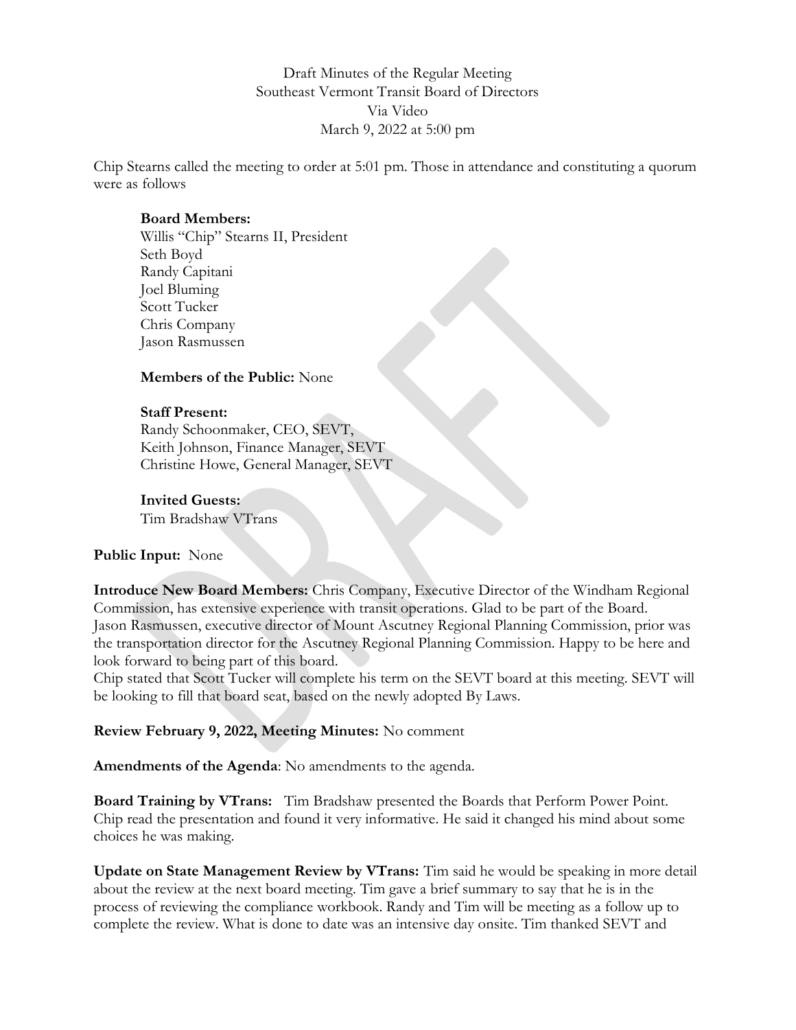Draft Minutes of the Regular Meeting
Southeast Vermont Transit Board of Directors
Via Video
March 9, 2022 at 5:00 pm

Chip Stearns called the meeting to order at 5:01 pm. Those in attendance and constituting a quorum were as follows

**Board Members:**
Willis "Chip" Stearns II, President
Seth Boyd
Randy Capitani
Joel Bluming
Scott Tucker
Chris Company
Jason Rasmussen

**Members of the Public:** None

**Staff Present:**
Randy Schoonmaker, CEO, SEVT,
Keith Johnson, Finance Manager, SEVT
Christine Howe, General Manager, SEVT

**Invited Guests:**
Tim Bradshaw VTrans

**Public Input:** None

**Introduce New Board Members:** Chris Company, Executive Director of the Windham Regional Commission, has extensive experience with transit operations. Glad to be part of the Board.
Jason Rasmussen, executive director of Mount Ascutney Regional Planning Commission, prior was the transportation director for the Ascutney Regional Planning Commission. Happy to be here and look forward to being part of this board.
Chip stated that Scott Tucker will complete his term on the SEVT board at this meeting. SEVT will be looking to fill that board seat, based on the newly adopted By Laws.

**Review February 9, 2022, Meeting Minutes:** No comment

**Amendments of the Agenda**: No amendments to the agenda.

**Board Training by VTrans:** Tim Bradshaw presented the Boards that Perform Power Point. Chip read the presentation and found it very informative. He said it changed his mind about some choices he was making.

**Update on State Management Review by VTrans:** Tim said he would be speaking in more detail about the review at the next board meeting. Tim gave a brief summary to say that he is in the process of reviewing the compliance workbook. Randy and Tim will be meeting as a follow up to complete the review. What is done to date was an intensive day onsite. Tim thanked SEVT and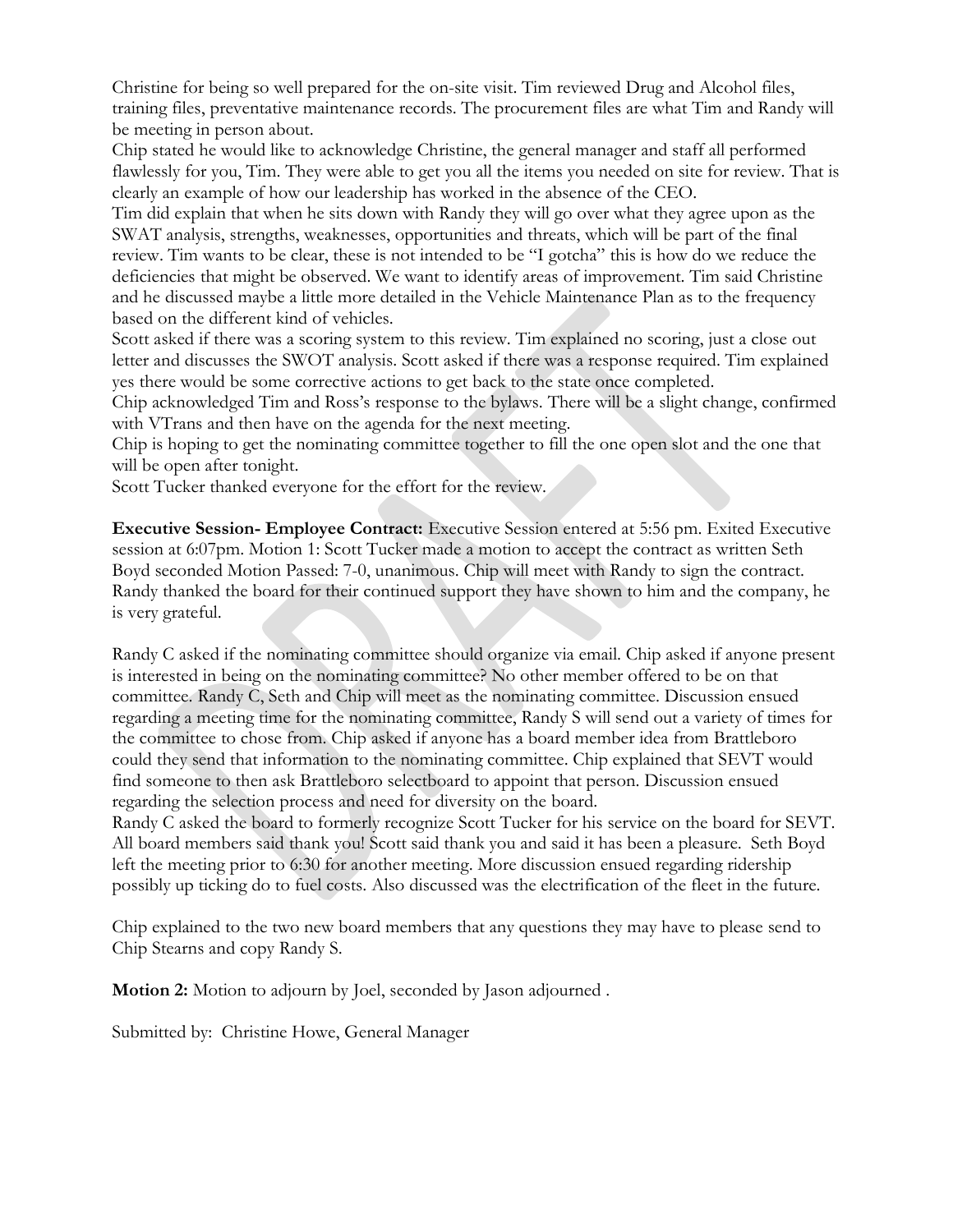Christine for being so well prepared for the on-site visit. Tim reviewed Drug and Alcohol files, training files, preventative maintenance records. The procurement files are what Tim and Randy will be meeting in person about.

Chip stated he would like to acknowledge Christine, the general manager and staff all performed flawlessly for you, Tim. They were able to get you all the items you needed on site for review. That is clearly an example of how our leadership has worked in the absence of the CEO.

Tim did explain that when he sits down with Randy they will go over what they agree upon as the SWAT analysis, strengths, weaknesses, opportunities and threats, which will be part of the final review. Tim wants to be clear, these is not intended to be "I gotcha" this is how do we reduce the deficiencies that might be observed. We want to identify areas of improvement. Tim said Christine and he discussed maybe a little more detailed in the Vehicle Maintenance Plan as to the frequency based on the different kind of vehicles.

Scott asked if there was a scoring system to this review. Tim explained no scoring, just a close out letter and discusses the SWOT analysis. Scott asked if there was a response required. Tim explained yes there would be some corrective actions to get back to the state once completed.

Chip acknowledged Tim and Ross's response to the bylaws. There will be a slight change, confirmed with VTrans and then have on the agenda for the next meeting.

Chip is hoping to get the nominating committee together to fill the one open slot and the one that will be open after tonight.

Scott Tucker thanked everyone for the effort for the review.

**Executive Session- Employee Contract:** Executive Session entered at 5:56 pm. Exited Executive session at 6:07pm. Motion 1: Scott Tucker made a motion to accept the contract as written Seth Boyd seconded Motion Passed: 7-0, unanimous. Chip will meet with Randy to sign the contract. Randy thanked the board for their continued support they have shown to him and the company, he is very grateful.

Randy C asked if the nominating committee should organize via email. Chip asked if anyone present is interested in being on the nominating committee? No other member offered to be on that committee. Randy C, Seth and Chip will meet as the nominating committee. Discussion ensued regarding a meeting time for the nominating committee, Randy S will send out a variety of times for the committee to chose from. Chip asked if anyone has a board member idea from Brattleboro could they send that information to the nominating committee. Chip explained that SEVT would find someone to then ask Brattleboro selectboard to appoint that person. Discussion ensued regarding the selection process and need for diversity on the board.

Randy C asked the board to formerly recognize Scott Tucker for his service on the board for SEVT. All board members said thank you! Scott said thank you and said it has been a pleasure. Seth Boyd left the meeting prior to 6:30 for another meeting. More discussion ensued regarding ridership possibly up ticking do to fuel costs. Also discussed was the electrification of the fleet in the future.

Chip explained to the two new board members that any questions they may have to please send to Chip Stearns and copy Randy S.

**Motion 2:** Motion to adjourn by Joel, seconded by Jason adjourned .

Submitted by: Christine Howe, General Manager